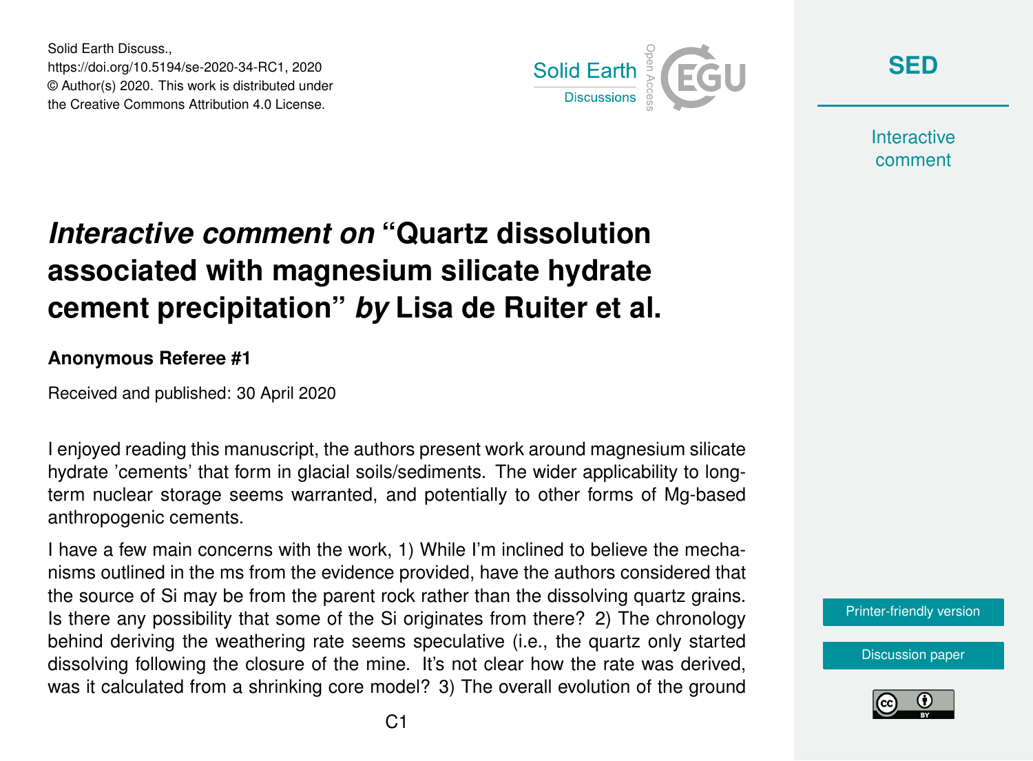Solid Earth Discuss.,
https://doi.org/10.5194/se-2020-34-RC1, 2020
© Author(s) 2020. This work is distributed under
the Creative Commons Attribution 4.0 License.

# *Interactive comment on* "Quartz dissolution associated with magnesium silicate hydrate cement precipitation" *by* Lisa de Ruiter et al.

**Anonymous Referee #1**

Received and published: 30 April 2020

I enjoyed reading this manuscript, the authors present work around magnesium silicate hydrate 'cements' that form in glacial soils/sediments. The wider applicability to long-term nuclear storage seems warranted, and potentially to other forms of Mg-based anthropogenic cements.

I have a few main concerns with the work, 1) While I'm inclined to believe the mechanisms outlined in the ms from the evidence provided, have the authors considered that the source of Si may be from the parent rock rather than the dissolving quartz grains. Is there any possibility that some of the Si originates from there? 2) The chronology behind deriving the weathering rate seems speculative (i.e., the quartz only started dissolving following the closure of the mine. It's not clear how the rate was derived, was it calculated from a shrinking core model? 3) The overall evolution of the ground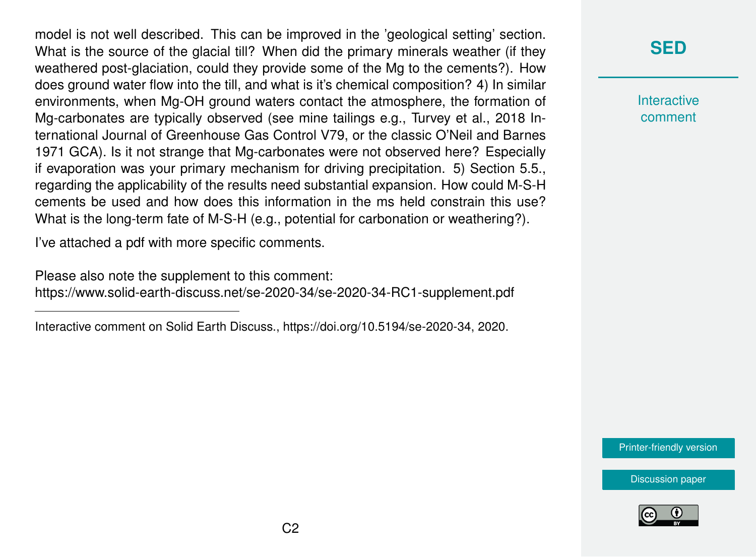model is not well described. This can be improved in the 'geological setting' section. What is the source of the glacial till? When did the primary minerals weather (if they weathered post-glaciation, could they provide some of the Mg to the cements?). How does ground water flow into the till, and what is it's chemical composition? 4) In similar environments, when Mg-OH ground waters contact the atmosphere, the formation of Mg-carbonates are typically observed (see mine tailings e.g., Turvey et al., 2018 International Journal of Greenhouse Gas Control V79, or the classic O'Neil and Barnes 1971 GCA). Is it not strange that Mg-carbonates were not observed here? Especially if evaporation was your primary mechanism for driving precipitation. 5) Section 5.5., regarding the applicability of the results need substantial expansion. How could M-S-H cements be used and how does this information in the ms held constrain this use? What is the long-term fate of M-S-H (e.g., potential for carbonation or weathering?).

I've attached a pdf with more specific comments.

Please also note the supplement to this comment:
https://www.solid-earth-discuss.net/se-2020-34/se-2020-34-RC1-supplement.pdf

---

Interactive comment on Solid Earth Discuss., https://doi.org/10.5194/se-2020-34, 2020.